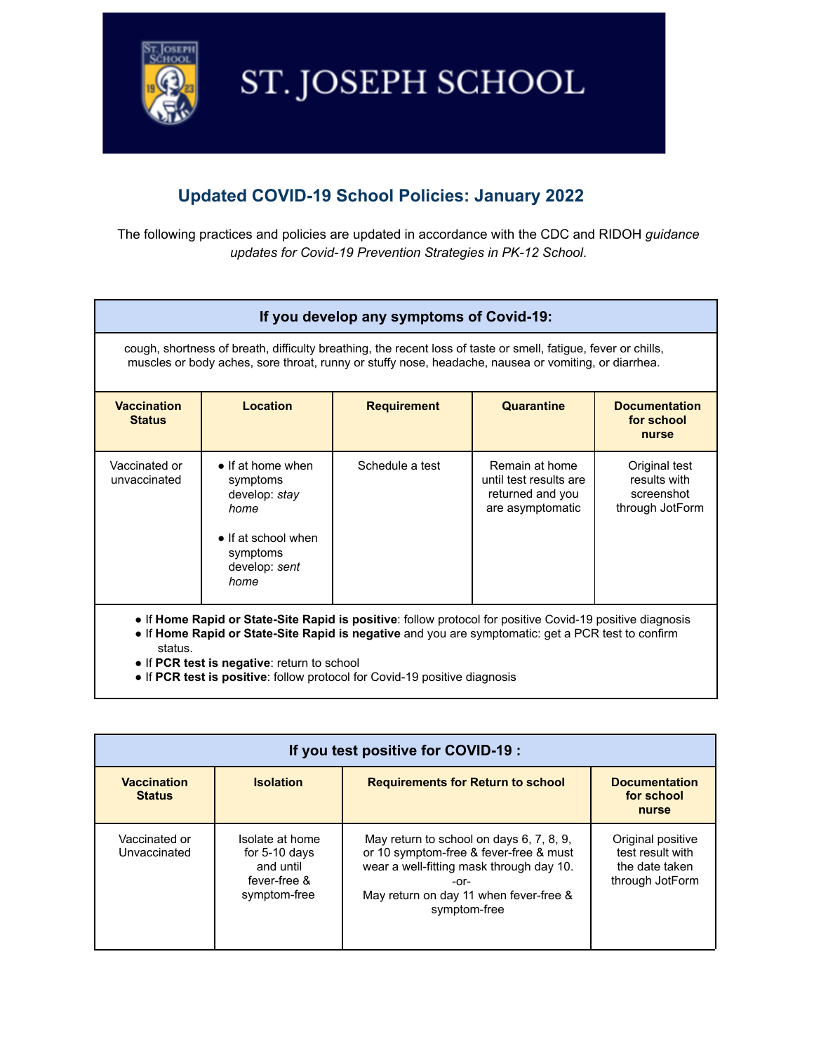# ST. JOSEPH SCHOOL

## Updated COVID-19 School Policies: January 2022

The following practices and policies are updated in accordance with the CDC and RIDOH *guidance updates for Covid-19 Prevention Strategies in PK-12 School*.

### If you develop any symptoms of Covid-19:

cough, shortness of breath, difficulty breathing, the recent loss of taste or smell, fatigue, fever or chills, muscles or body aches, sore throat, runny or stuffy nose, headache, nausea or vomiting, or diarrhea.

| Vaccination Status | Location | Requirement | Quarantine | Documentation for school nurse |
|---|---|---|---|---|
| Vaccinated or unvaccinated | • If at home when symptoms develop: *stay home*<br>• If at school when symptoms develop: *sent home* | Schedule a test | Remain at home until test results are returned and you are asymptomatic | Original test results with screenshot through JotForm |

- If **Home Rapid or State-Site Rapid is positive**: follow protocol for positive Covid-19 positive diagnosis
- If **Home Rapid or State-Site Rapid is negative** and you are symptomatic: get a PCR test to confirm status.
- If **PCR test is negative**: return to school
- If **PCR test is positive**: follow protocol for Covid-19 positive diagnosis

### If you test positive for COVID-19 :

| Vaccination Status | Isolation | Requirements for Return to school | Documentation for school nurse |
|---|---|---|---|
| Vaccinated or Unvaccinated | Isolate at home for 5-10 days and until fever-free & symptom-free | May return to school on days 6, 7, 8, 9, or 10 symptom-free & fever-free & must wear a well-fitting mask through day 10.<br>-or-<br>May return on day 11 when fever-free & symptom-free | Original positive test result with the date taken through JotForm |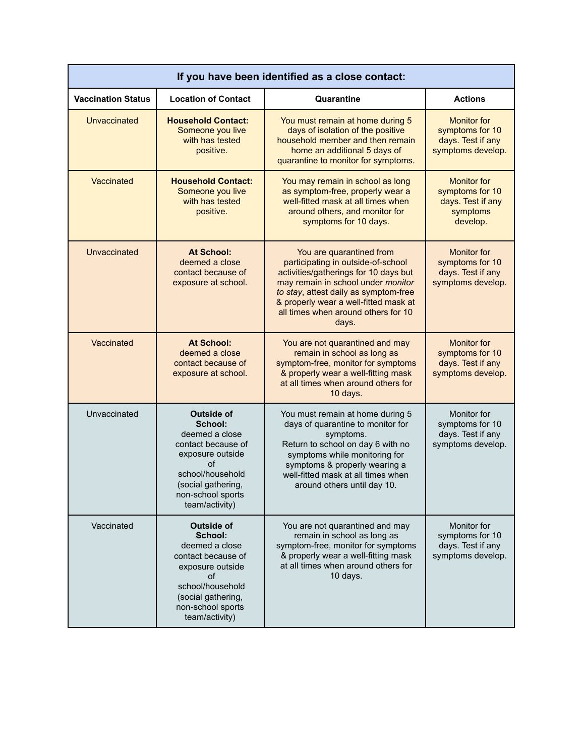| If you have been identified as a close contact: | | | |
|---|---|---|---|
| **Vaccination Status** | **Location of Contact** | **Quarantine** | **Actions** |
| Unvaccinated | **Household Contact:** Someone you live with has tested positive. | You must remain at home during 5 days of isolation of the positive household member and then remain home an additional 5 days of quarantine to monitor for symptoms. | Monitor for symptoms for 10 days. Test if any symptoms develop. |
| Vaccinated | **Household Contact:** Someone you live with has tested positive. | You may remain in school as long as symptom-free, properly wear a well-fitted mask at all times when around others, and monitor for symptoms for 10 days. | Monitor for symptoms for 10 days. Test if any symptoms develop. |
| Unvaccinated | **At School:** deemed a close contact because of exposure at school. | You are quarantined from participating in outside-of-school activities/gatherings for 10 days but may remain in school under *monitor to stay*, attest daily as symptom-free & properly wear a well-fitted mask at all times when around others for 10 days. | Monitor for symptoms for 10 days. Test if any symptoms develop. |
| Vaccinated | **At School:** deemed a close contact because of exposure at school. | You are not quarantined and may remain in school as long as symptom-free, monitor for symptoms & properly wear a well-fitting mask at all times when around others for 10 days. | Monitor for symptoms for 10 days. Test if any symptoms develop. |
| Unvaccinated | **Outside of School:** deemed a close contact because of exposure outside of school/household (social gathering, non-school sports team/activity) | You must remain at home during 5 days of quarantine to monitor for symptoms.<br>Return to school on day 6 with no symptoms while monitoring for symptoms & properly wearing a well-fitted mask at all times when around others until day 10. | Monitor for symptoms for 10 days. Test if any symptoms develop. |
| Vaccinated | **Outside of School:** deemed a close contact because of exposure outside of school/household (social gathering, non-school sports team/activity) | You are not quarantined and may remain in school as long as symptom-free, monitor for symptoms & properly wear a well-fitting mask at all times when around others for 10 days. | Monitor for symptoms for 10 days. Test if any symptoms develop. |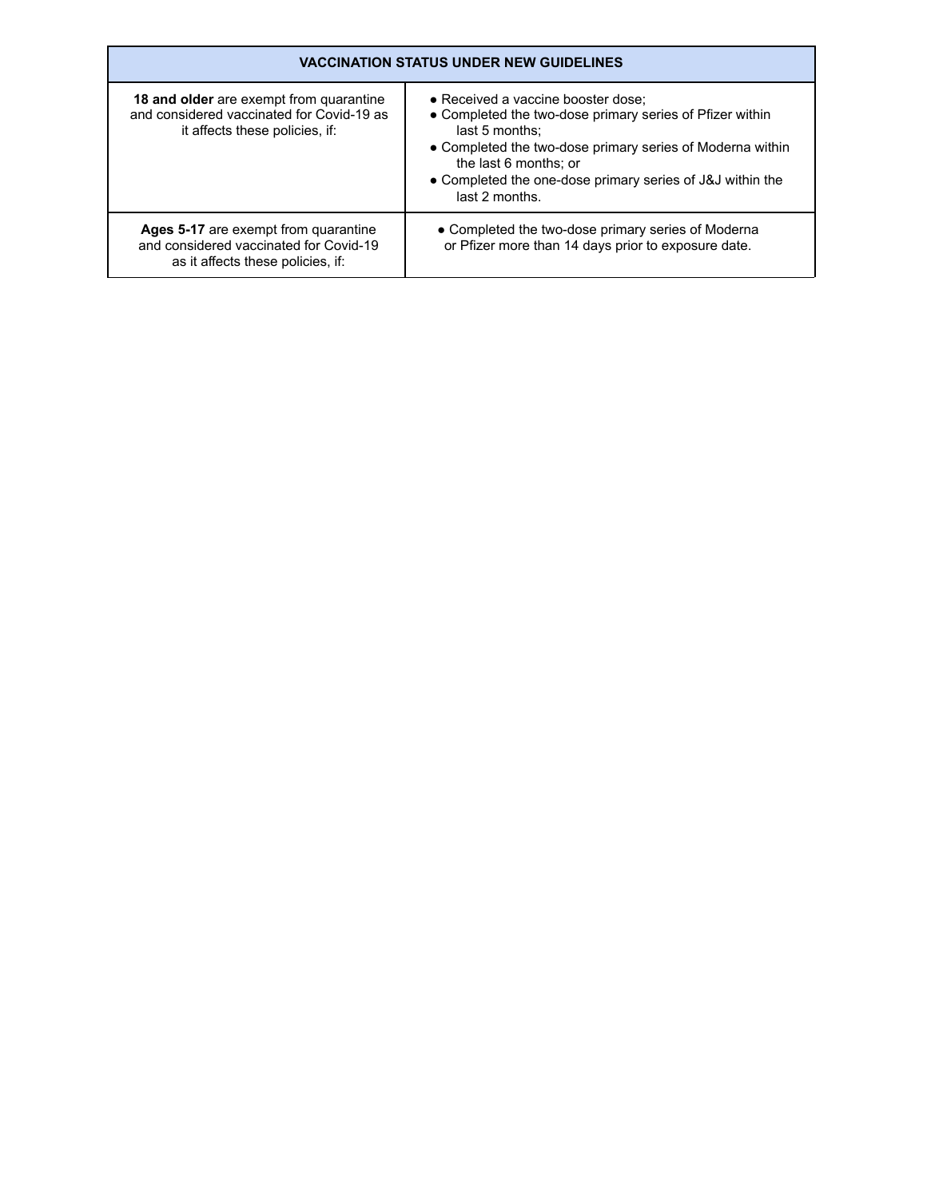| VACCINATION STATUS UNDER NEW GUIDELINES | |
|---|---|
| **18 and older** are exempt from quarantine and considered vaccinated for Covid-19 as it affects these policies, if: | ● Received a vaccine booster dose;<br>● Completed the two-dose primary series of Pfizer within last 5 months;<br>● Completed the two-dose primary series of Moderna within the last 6 months; or<br>● Completed the one-dose primary series of J&J within the last 2 months. |
| **Ages 5-17** are exempt from quarantine and considered vaccinated for Covid-19 as it affects these policies, if: | ● Completed the two-dose primary series of Moderna or Pfizer more than 14 days prior to exposure date. |